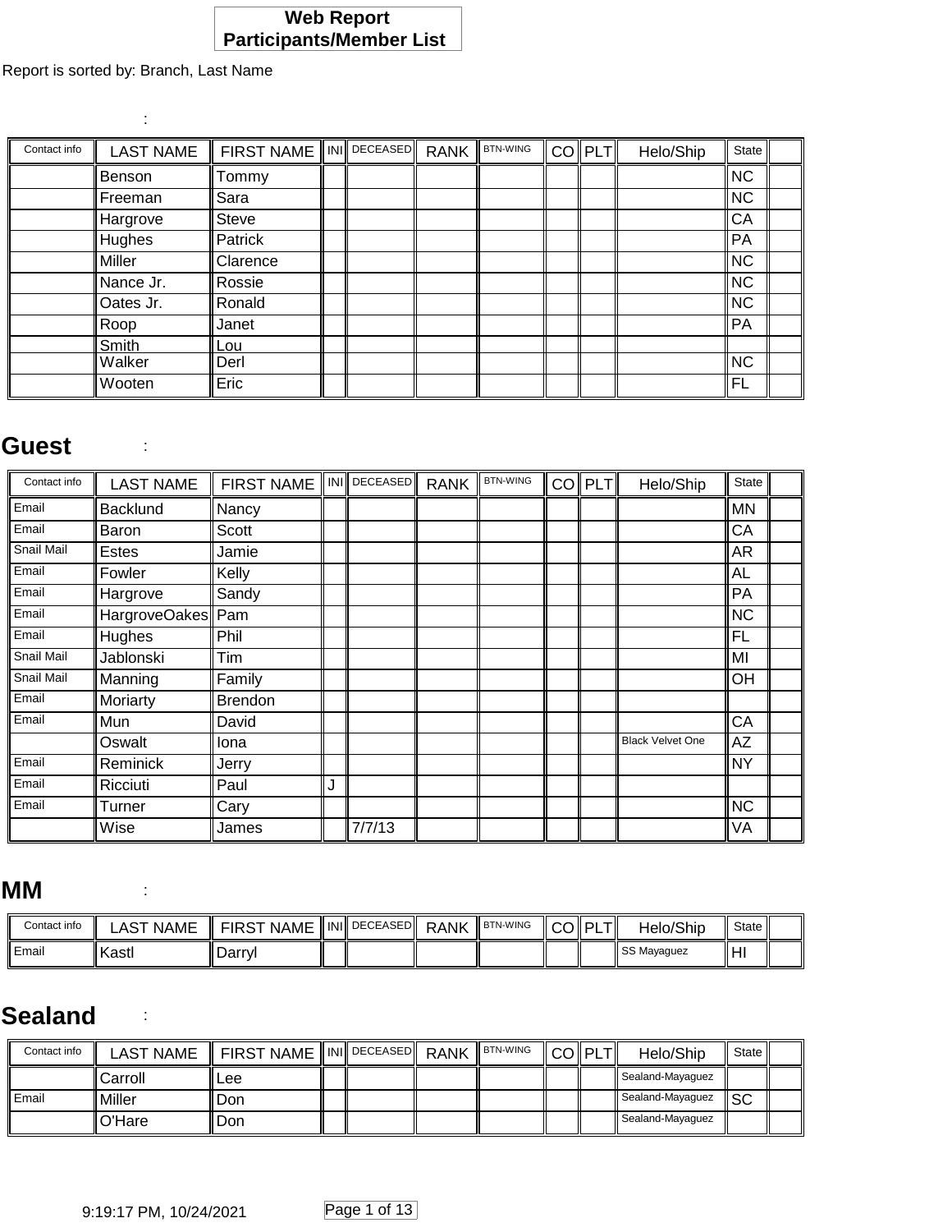# Web Report
# Participants/Member List

Report is sorted by: Branch, Last Name

:

| Contact info | LAST NAME | FIRST NAME | INI | DECEASED | RANK | BTN-WING | CO | PLT | Helo/Ship | State | |
|---|---|---|---|---|---|---|---|---|---|---|---|
| | Benson | Tommy | | | | | | | | NC | |
| | Freeman | Sara | | | | | | | | NC | |
| | Hargrove | Steve | | | | | | | | CA | |
| | Hughes | Patrick | | | | | | | | PA | |
| | Miller | Clarence | | | | | | | | NC | |
| | Nance Jr. | Rossie | | | | | | | | NC | |
| | Oates Jr. | Ronald | | | | | | | | NC | |
| | Roop | Janet | | | | | | | | PA | |
| | Smith | Lou | | | | | | | | | |
| | Walker | Derl | | | | | | | | NC | |
| | Wooten | Eric | | | | | | | | FL | |

## Guest :

| Contact info | LAST NAME | FIRST NAME | INI | DECEASED | RANK | BTN-WING | CO | PLT | Helo/Ship | State | |
|---|---|---|---|---|---|---|---|---|---|---|---|
| Email | Backlund | Nancy | | | | | | | | MN | |
| Email | Baron | Scott | | | | | | | | CA | |
| Snail Mail | Estes | Jamie | | | | | | | | AR | |
| Email | Fowler | Kelly | | | | | | | | AL | |
| Email | Hargrove | Sandy | | | | | | | | PA | |
| Email | HargroveOakes | Pam | | | | | | | | NC | |
| Email | Hughes | Phil | | | | | | | | FL | |
| Snail Mail | Jablonski | Tim | | | | | | | | MI | |
| Snail Mail | Manning | Family | | | | | | | | OH | |
| Email | Moriarty | Brendon | | | | | | | | | |
| Email | Mun | David | | | | | | | | CA | |
| | Oswalt | Iona | | | | | | | Black Velvet One | AZ | |
| Email | Reminick | Jerry | | | | | | | | NY | |
| Email | Ricciuti | Paul | J | | | | | | | | |
| Email | Turner | Cary | | | | | | | | NC | |
| | Wise | James | | 7/7/13 | | | | | | VA | |

## MM :

| Contact info | LAST NAME | FIRST NAME | INI | DECEASED | RANK | BTN-WING | CO | PLT | Helo/Ship | State | |
|---|---|---|---|---|---|---|---|---|---|---|---|
| Email | Kastl | Darryl | | | | | | | SS Mayaguez | HI | |

## Sealand :

| Contact info | LAST NAME | FIRST NAME | INI | DECEASED | RANK | BTN-WING | CO | PLT | Helo/Ship | State | |
|---|---|---|---|---|---|---|---|---|---|---|---|
| | Carroll | Lee | | | | | | | Sealand-Mayaguez | | |
| Email | Miller | Don | | | | | | | Sealand-Mayaguez | SC | |
| | O'Hare | Don | | | | | | | Sealand-Mayaguez | | |

9:19:17 PM, 10/24/2021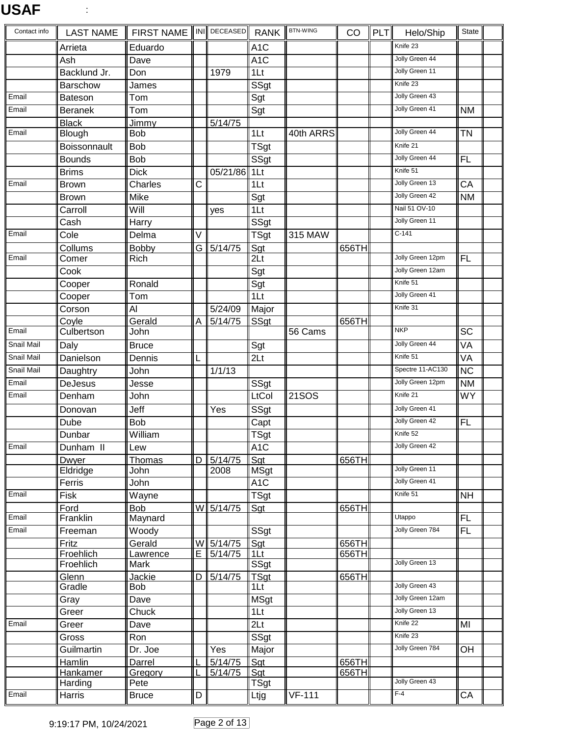# USAF

| Contact info | LAST NAME | FIRST NAME | INI | DECEASED | RANK | BTN-WING | CO | PLT | Helo/Ship | State | |
|---|---|---|---|---|---|---|---|---|---|---|---|
| | Arrieta | Eduardo | | | A1C | | | | Knife 23 | | |
| | Ash | Dave | | | A1C | | | | Jolly Green 44 | | |
| | Backlund Jr. | Don | | 1979 | 1Lt | | | | Jolly Green 11 | | |
| | Barschow | James | | | SSgt | | | | Knife 23 | | |
| Email | Bateson | Tom | | | Sgt | | | | Jolly Green 43 | | |
| Email | Beranek | Tom | | | Sgt | | | | Jolly Green 41 | NM | |
| | Black | Jimmy | | 5/14/75 | | | | | | | |
| Email | Blough | Bob | | | 1Lt | 40th ARRS | | | Jolly Green 44 | TN | |
| | Boissonnault | Bob | | | TSgt | | | | Knife 21 | | |
| | Bounds | Bob | | | SSgt | | | | Jolly Green 44 | FL | |
| | Brims | Dick | | 05/21/86 | 1Lt | | | | Knife 51 | | |
| Email | Brown | Charles | C | | 1Lt | | | | Jolly Green 13 | CA | |
| | Brown | Mike | | | Sgt | | | | Jolly Green 42 | NM | |
| | Carroll | Will | | yes | 1Lt | | | | Nail 51 OV-10 | | |
| | Cash | Harry | | | SSgt | | | | Jolly Green 11 | | |
| Email | Cole | Delma | V | | TSgt | 315 MAW | | | C-141 | | |
| | Collums | Bobby | G | 5/14/75 | Sgt | | 656TH | | | | |
| Email | Comer | Rich | | | 2Lt | | | | Jolly Green 12pm | FL | |
| | Cook | | | | Sgt | | | | Jolly Green 12am | | |
| | Cooper | Ronald | | | Sgt | | | | Knife 51 | | |
| | Cooper | Tom | | | 1Lt | | | | Jolly Green 41 | | |
| | Corson | Al | | 5/24/09 | Major | | | | Knife 31 | | |
| | Coyle | Gerald | A | 5/14/75 | SSgt | | 656TH | | | | |
| Email | Culbertson | John | | | | 56 Cams | | | NKP | SC | |
| Snail Mail | Daly | Bruce | | | Sgt | | | | Jolly Green 44 | VA | |
| Snail Mail | Danielson | Dennis | L | | 2Lt | | | | Knife 51 | VA | |
| Snail Mail | Daughtry | John | | 1/1/13 | | | | | Spectre 11-AC130 | NC | |
| Email | DeJesus | Jesse | | | SSgt | | | | Jolly Green 12pm | NM | |
| Email | Denham | John | | | LtCol | 21SOS | | | Knife 21 | WY | |
| | Donovan | Jeff | | Yes | SSgt | | | | Jolly Green 41 | | |
| | Dube | Bob | | | Capt | | | | Jolly Green 42 | FL | |
| | Dunbar | William | | | TSgt | | | | Knife 52 | | |
| Email | Dunham II | Lew | | | A1C | | | | Jolly Green 42 | | |
| | Dwyer | Thomas | D | 5/14/75 | Sgt | | 656TH | | | | |
| | Eldridge | John | | 2008 | MSgt | | | | Jolly Green 11 | | |
| | Ferris | John | | | A1C | | | | Jolly Green 41 | | |
| Email | Fisk | Wayne | | | TSgt | | | | Knife 51 | NH | |
| | Ford | Bob | W | 5/14/75 | Sgt | | 656TH | | | | |
| Email | Franklin | Maynard | | | | | | | Utappo | FL | |
| Email | Freeman | Woody | | | SSgt | | | | Jolly Green 784 | FL | |
| | Fritz | Gerald | W | 5/14/75 | Sgt | | 656TH | | | | |
| | Froehlich | Lawrence | E | 5/14/75 | 1Lt | | 656TH | | | | |
| | Froehlich | Mark | | | SSgt | | | | Jolly Green 13 | | |
| | Glenn | Jackie | D | 5/14/75 | TSgt | | 656TH | | | | |
| | Gradle | Bob | | | 1Lt | | | | Jolly Green 43 | | |
| | Gray | Dave | | | MSgt | | | | Jolly Green 12am | | |
| | Greer | Chuck | | | 1Lt | | | | Jolly Green 13 | | |
| Email | Greer | Dave | | | 2Lt | | | | Knife 22 | MI | |
| | Gross | Ron | | | SSgt | | | | Knife 23 | | |
| | Guilmartin | Dr. Joe | | Yes | Major | | | | Jolly Green 784 | OH | |
| | Hamlin | Darrel | L | 5/14/75 | Sgt | | 656TH | | | | |
| | Hankamer | Gregory | L | 5/14/75 | Sgt | | 656TH | | | | |
| | Harding | Pete | | | TSgt | | | | Jolly Green 43 | | |
| Email | Harris | Bruce | D | | Ltjg | VF-111 | | | F-4 | CA | |

9:19:17 PM, 10/24/2021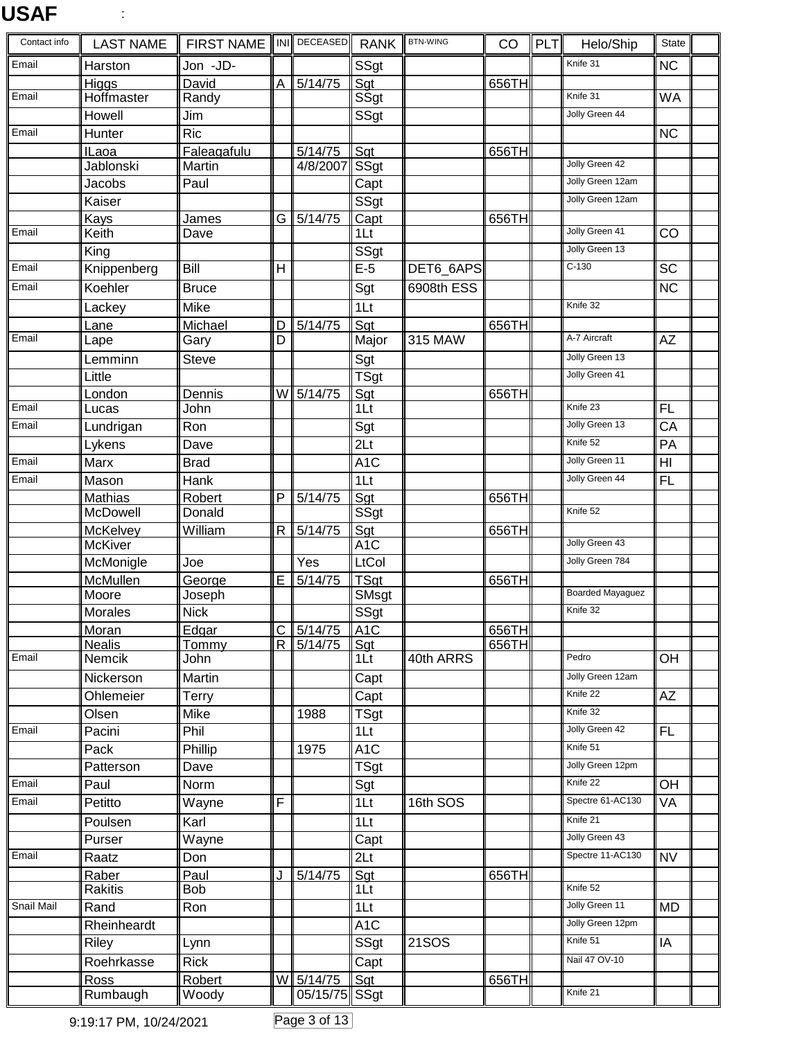**USAF** :

| Contact info | LAST NAME | FIRST NAME | INI | DECEASED | RANK | BTN-WING | CO | PLT | Helo/Ship | State | |
|---|---|---|---|---|---|---|---|---|---|---|---|
| Email | Harston | Jon -JD- | | | SSgt | | | | Knife 31 | NC | |
| | Higgs | David | A | 5/14/75 | Sgt | | 656TH | | | | |
| Email | Hoffmaster | Randy | | | SSgt | | | | Knife 31 | WA | |
| | Howell | Jim | | | SSgt | | | | Jolly Green 44 | | |
| Email | Hunter | Ric | | | | | | | | NC | |
| | ILaoa | Faleagafulu | | 5/14/75 | Sgt | | 656TH | | | | |
| | Jablonski | Martin | | 4/8/2007 | SSgt | | | | Jolly Green 42 | | |
| | Jacobs | Paul | | | Capt | | | | Jolly Green 12am | | |
| | Kaiser | | | | SSgt | | | | Jolly Green 12am | | |
| | Kays | James | G | 5/14/75 | Capt | | 656TH | | | | |
| Email | Keith | Dave | | | 1Lt | | | | Jolly Green 41 | CO | |
| | King | | | | SSgt | | | | Jolly Green 13 | | |
| Email | Knippenberg | Bill | H | | E-5 | DET6_6APS | | | C-130 | SC | |
| Email | Koehler | Bruce | | | Sgt | 6908th ESS | | | | NC | |
| | Lackey | Mike | | | 1Lt | | | | Knife 32 | | |
| | Lane | Michael | D | 5/14/75 | Sgt | | 656TH | | | | |
| Email | Lape | Gary | D | | Major | 315 MAW | | | A-7 Aircraft | AZ | |
| | Lemminn | Steve | | | Sgt | | | | Jolly Green 13 | | |
| | Little | | | | TSgt | | | | Jolly Green 41 | | |
| | London | Dennis | W | 5/14/75 | Sgt | | 656TH | | | | |
| Email | Lucas | John | | | 1Lt | | | | Knife 23 | FL | |
| Email | Lundrigan | Ron | | | Sgt | | | | Jolly Green 13 | CA | |
| | Lykens | Dave | | | 2Lt | | | | Knife 52 | PA | |
| Email | Marx | Brad | | | A1C | | | | Jolly Green 11 | HI | |
| Email | Mason | Hank | | | 1Lt | | | | Jolly Green 44 | FL | |
| | Mathias | Robert | P | 5/14/75 | Sgt | | 656TH | | | | |
| | McDowell | Donald | | | SSgt | | | | Knife 52 | | |
| | McKelvey | William | R | 5/14/75 | Sgt | | 656TH | | | | |
| | McKiver | | | | A1C | | | | Jolly Green 43 | | |
| | McMonigle | Joe | | Yes | LtCol | | | | Jolly Green 784 | | |
| | McMullen | George | E | 5/14/75 | TSgt | | 656TH | | | | |
| | Moore | Joseph | | | SMsgt | | | | Boarded Mayaguez | | |
| | Morales | Nick | | | SSgt | | | | Knife 32 | | |
| | Moran | Edgar | C | 5/14/75 | A1C | | 656TH | | | | |
| | Nealis | Tommy | R | 5/14/75 | Sgt | | 656TH | | | | |
| Email | Nemcik | John | | | 1Lt | 40th ARRS | | | Pedro | OH | |
| | Nickerson | Martin | | | Capt | | | | Jolly Green 12am | | |
| | Ohlemeier | Terry | | | Capt | | | | Knife 22 | AZ | |
| | Olsen | Mike | | 1988 | TSgt | | | | Knife 32 | | |
| Email | Pacini | Phil | | | 1Lt | | | | Jolly Green 42 | FL | |
| | Pack | Phillip | | 1975 | A1C | | | | Knife 51 | | |
| | Patterson | Dave | | | TSgt | | | | Jolly Green 12pm | | |
| Email | Paul | Norm | | | Sgt | | | | Knife 22 | OH | |
| Email | Petitto | Wayne | F | | 1Lt | 16th SOS | | | Spectre 61-AC130 | VA | |
| | Poulsen | Karl | | | 1Lt | | | | Knife 21 | | |
| | Purser | Wayne | | | Capt | | | | Jolly Green 43 | | |
| Email | Raatz | Don | | | 2Lt | | | | Spectre 11-AC130 | NV | |
| | Raber | Paul | J | 5/14/75 | Sgt | | 656TH | | | | |
| | Rakitis | Bob | | | 1Lt | | | | Knife 52 | | |
| Snail Mail | Rand | Ron | | | 1Lt | | | | Jolly Green 11 | MD | |
| | Rheinheardt | | | | A1C | | | | Jolly Green 12pm | | |
| | Riley | Lynn | | | SSgt | 21SOS | | | Knife 51 | IA | |
| | Roehrkasse | Rick | | | Capt | | | | Nail 47 OV-10 | | |
| | Ross | Robert | W | 5/14/75 | Sgt | | 656TH | | | | |
| | Rumbaugh | Woody | | 05/15/75 | SSgt | | | | Knife 21 | | |

9:19:17 PM, 10/24/2021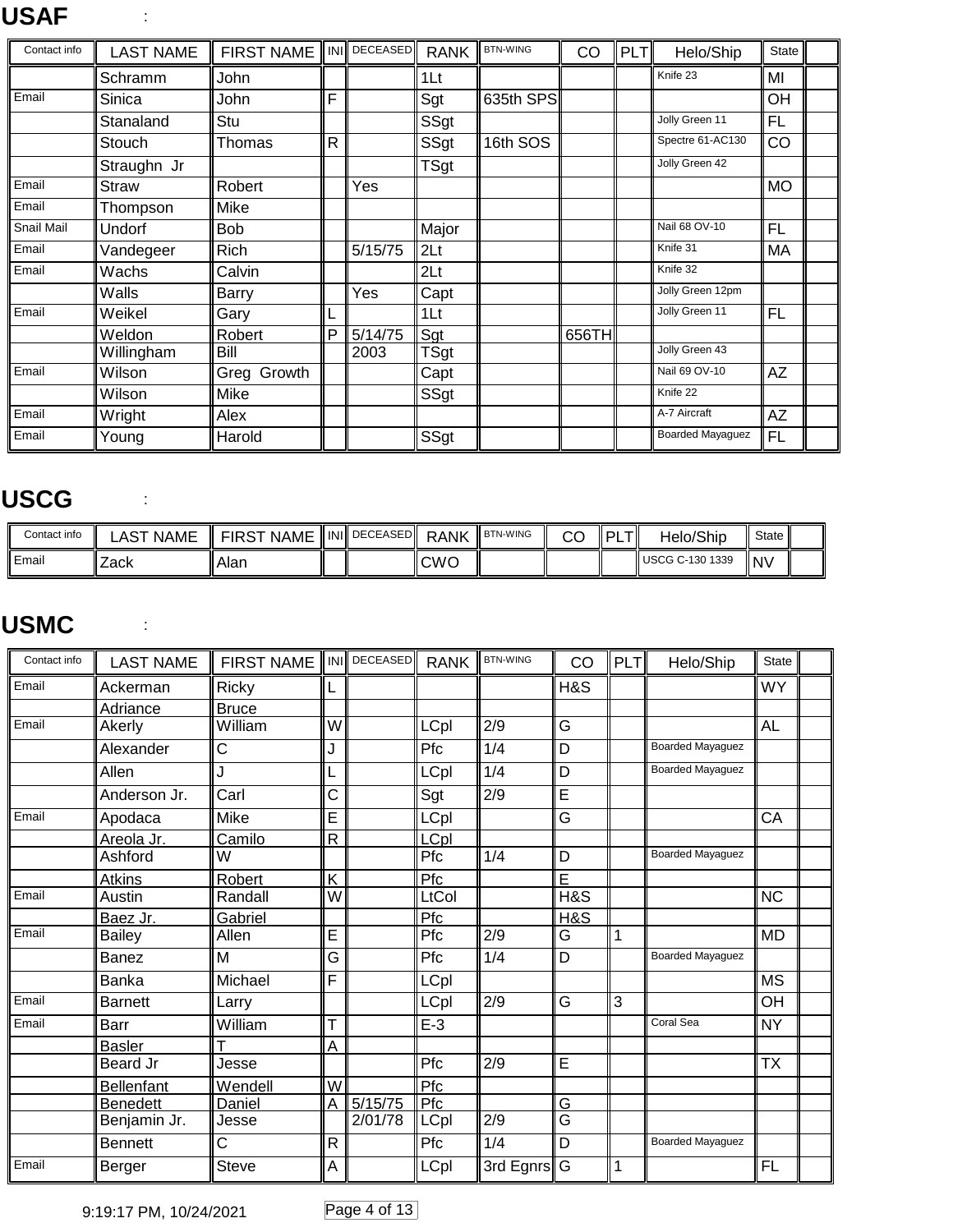## USAF :

| Contact info | LAST NAME | FIRST NAME | INI | DECEASED | RANK | BTN-WING | CO | PLT | Helo/Ship | State | |
|---|---|---|---|---|---|---|---|---|---|---|---|
| | Schramm | John | | | 1Lt | | | | Knife 23 | MI | |
| Email | Sinica | John | F | | Sgt | 635th SPS | | | | OH | |
| | Stanaland | Stu | | | SSgt | | | | Jolly Green 11 | FL | |
| | Stouch | Thomas | R | | SSgt | 16th SOS | | | Spectre 61-AC130 | CO | |
| | Straughn Jr | | | | TSgt | | | | Jolly Green 42 | | |
| Email | Straw | Robert | | Yes | | | | | | MO | |
| Email | Thompson | Mike | | | | | | | | | |
| Snail Mail | Undorf | Bob | | | Major | | | | Nail 68 OV-10 | FL | |
| Email | Vandegeer | Rich | | 5/15/75 | 2Lt | | | | Knife 31 | MA | |
| Email | Wachs | Calvin | | | 2Lt | | | | Knife 32 | | |
| | Walls | Barry | | Yes | Capt | | | | Jolly Green 12pm | | |
| Email | Weikel | Gary | L | | 1Lt | | | | Jolly Green 11 | FL | |
| | Weldon | Robert | P | 5/14/75 | Sgt | | 656TH | | | | |
| | Willingham | Bill | | 2003 | TSgt | | | | Jolly Green 43 | | |
| Email | Wilson | Greg Growth | | | Capt | | | | Nail 69 OV-10 | AZ | |
| | Wilson | Mike | | | SSgt | | | | Knife 22 | | |
| Email | Wright | Alex | | | | | | | A-7 Aircraft | AZ | |
| Email | Young | Harold | | | SSgt | | | | Boarded Mayaguez | FL | |

## USCG :

| Contact info | LAST NAME | FIRST NAME | INI | DECEASED | RANK | BTN-WING | CO | PLT | Helo/Ship | State | |
|---|---|---|---|---|---|---|---|---|---|---|---|
| Email | Zack | Alan | | | CWO | | | | USCG C-130 1339 | NV | |

## USMC :

| Contact info | LAST NAME | FIRST NAME | INI | DECEASED | RANK | BTN-WING | CO | PLT | Helo/Ship | State | |
|---|---|---|---|---|---|---|---|---|---|---|---|
| Email | Ackerman | Ricky | L | | | | H&S | | | WY | |
| | Adriance | Bruce | | | | | | | | | |
| Email | Akerly | William | W | | LCpl | 2/9 | G | | | AL | |
| | Alexander | C | J | | Pfc | 1/4 | D | | Boarded Mayaguez | | |
| | Allen | J | L | | LCpl | 1/4 | D | | Boarded Mayaguez | | |
| | Anderson Jr. | Carl | C | | Sgt | 2/9 | E | | | | |
| Email | Apodaca | Mike | E | | LCpl | | G | | | CA | |
| | Areola Jr. | Camilo | R | | LCpl | | | | | | |
| | Ashford | W | | | Pfc | 1/4 | D | | Boarded Mayaguez | | |
| | Atkins | Robert | K | | Pfc | | E | | | | |
| Email | Austin | Randall | W | | LtCol | | H&S | | | NC | |
| | Baez Jr. | Gabriel | | | Pfc | | H&S | | | | |
| Email | Bailey | Allen | E | | Pfc | 2/9 | G | 1 | | MD | |
| | Banez | M | G | | Pfc | 1/4 | D | | Boarded Mayaguez | | |
| | Banka | Michael | F | | LCpl | | | | | MS | |
| Email | Barnett | Larry | | | LCpl | 2/9 | G | 3 | | OH | |
| Email | Barr | William | T | | E-3 | | | | Coral Sea | NY | |
| | Basler | T | A | | | | | | | | |
| | Beard Jr | Jesse | | | Pfc | 2/9 | E | | | TX | |
| | Bellenfant | Wendell | W | | Pfc | | | | | | |
| | Benedett | Daniel | A | 5/15/75 | Pfc | | G | | | | |
| | Benjamin Jr. | Jesse | | 2/01/78 | LCpl | 2/9 | G | | | | |
| | Bennett | C | R | | Pfc | 1/4 | D | | Boarded Mayaguez | | |
| Email | Berger | Steve | A | | LCpl | 3rd Egnrs | G | 1 | | FL | |

9:19:17 PM, 10/24/2021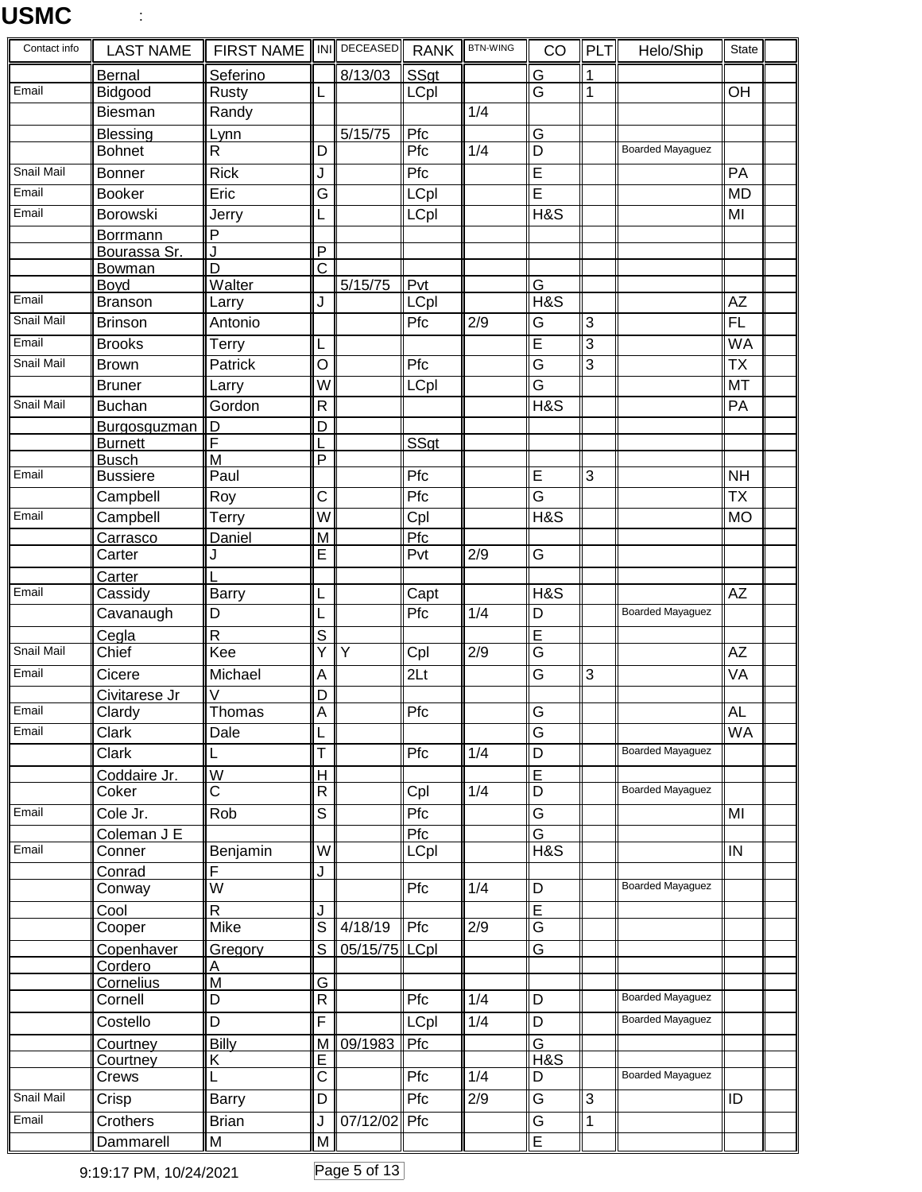# USMC

:

| Contact info | LAST NAME | FIRST NAME | INI | DECEASED | RANK | BTN-WING | CO | PLT | Helo/Ship | State | |
|---|---|---|---|---|---|---|---|---|---|---|---|
| | Bernal | Seferino | | 8/13/03 | SSgt | | G | 1 | | | |
| Email | Bidgood | Rusty | L | | LCpl | | G | 1 | | OH | |
| | Biesman | Randy | | | | 1/4 | | | | | |
| | Blessing | Lynn | | 5/15/75 | Pfc | | G | | | | |
| | Bohnet | R | D | | Pfc | 1/4 | D | | Boarded Mayaguez | | |
| Snail Mail | Bonner | Rick | J | | Pfc | | E | | | PA | |
| Email | Booker | Eric | G | | LCpl | | E | | | MD | |
| Email | Borowski | Jerry | L | | LCpl | | H&S | | | MI | |
| | Borrmann | P | | | | | | | | | |
| | Bourassa Sr. | J | P | | | | | | | | |
| | Bowman | D | C | | | | | | | | |
| | Boyd | Walter | | 5/15/75 | Pvt | | G | | | | |
| Email | Branson | Larry | J | | LCpl | | H&S | | | AZ | |
| Snail Mail | Brinson | Antonio | | | Pfc | 2/9 | G | 3 | | FL | |
| Email | Brooks | Terry | L | | | | E | 3 | | WA | |
| Snail Mail | Brown | Patrick | O | | Pfc | | G | 3 | | TX | |
| | Bruner | Larry | W | | LCpl | | G | | | MT | |
| Snail Mail | Buchan | Gordon | R | | | | H&S | | | PA | |
| | Burgosguzman | D | D | | | | | | | | |
| | Burnett | F | L | | SSgt | | | | | | |
| | Busch | M | P | | | | | | | | |
| Email | Bussiere | Paul | | | Pfc | | E | 3 | | NH | |
| | Campbell | Roy | C | | Pfc | | G | | | TX | |
| Email | Campbell | Terry | W | | Cpl | | H&S | | | MO | |
| | Carrasco | Daniel | M | | Pfc | | | | | | |
| | Carter | J | E | | Pvt | 2/9 | G | | | | |
| | Carter | L | | | | | | | | | |
| Email | Cassidy | Barry | L | | Capt | | H&S | | | AZ | |
| | Cavanaugh | D | L | | Pfc | 1/4 | D | | Boarded Mayaguez | | |
| | Cegla | R | S | | | | E | | | | |
| Snail Mail | Chief | Kee | Y | Y | Cpl | 2/9 | G | | | AZ | |
| Email | Cicere | Michael | A | | 2Lt | | G | 3 | | VA | |
| | Civitarese Jr | V | D | | | | | | | | |
| Email | Clardy | Thomas | A | | Pfc | | G | | | AL | |
| Email | Clark | Dale | L | | | | G | | | WA | |
| | Clark | L | T | | Pfc | 1/4 | D | | Boarded Mayaguez | | |
| | Coddaire Jr. | W | H | | | | E | | | | |
| | Coker | C | R | | Cpl | 1/4 | D | | Boarded Mayaguez | | |
| Email | Cole Jr. | Rob | S | | Pfc | | G | | | MI | |
| | Coleman J E | | | | Pfc | | G | | | | |
| Email | Conner | Benjamin | W | | LCpl | | H&S | | | IN | |
| | Conrad | F | J | | | | | | | | |
| | Conway | W | | | Pfc | 1/4 | D | | Boarded Mayaguez | | |
| | Cool | R | J | | | | E | | | | |
| | Cooper | Mike | S | 4/18/19 | Pfc | 2/9 | G | | | | |
| | Copenhaver | Gregory | S | 05/15/75 | LCpl | | G | | | | |
| | Cordero | A | | | | | | | | | |
| | Cornelius | M | G | | | | | | | | |
| | Cornell | D | R | | Pfc | 1/4 | D | | Boarded Mayaguez | | |
| | Costello | D | F | | LCpl | 1/4 | D | | Boarded Mayaguez | | |
| | Courtney | Billy | M | 09/1983 | Pfc | | G | | | | |
| | Courtney | K | E | | | | H&S | | | | |
| | Crews | L | C | | Pfc | 1/4 | D | | Boarded Mayaguez | | |
| Snail Mail | Crisp | Barry | D | | Pfc | 2/9 | G | 3 | | ID | |
| Email | Crothers | Brian | J | 07/12/02 | Pfc | | G | 1 | | | |
| | Dammarell | M | M | | | | E | | | | |

9:19:17 PM, 10/24/2021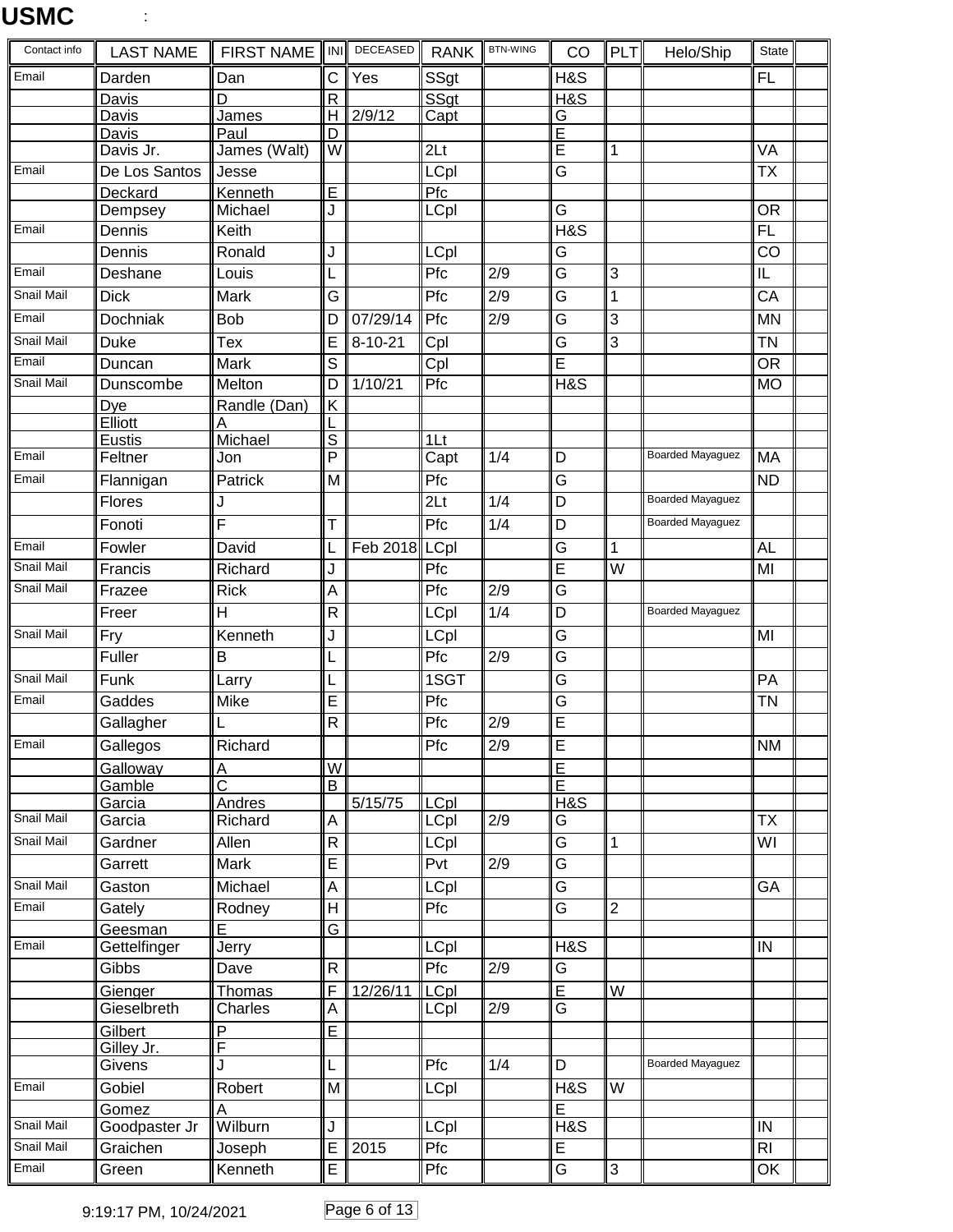**USMC** :

| Contact info | LAST NAME | FIRST NAME | INI | DECEASED | RANK | BTN-WING | CO | PLT | Helo/Ship | State | |
|---|---|---|---|---|---|---|---|---|---|---|---|
| Email | Darden | Dan | C | Yes | SSgt | | H&S | | | FL | |
| | Davis | D | R | | SSgt | | H&S | | | | |
| | Davis | James | H | 2/9/12 | Capt | | G | | | | |
| | Davis | Paul | D | | | | E | | | | |
| | Davis Jr. | James (Walt) | W | | 2Lt | | E | 1 | | VA | |
| Email | De Los Santos | Jesse | | | LCpl | | G | | | TX | |
| | Deckard | Kenneth | E | | Pfc | | | | | | |
| | Dempsey | Michael | J | | LCpl | | G | | | OR | |
| Email | Dennis | Keith | | | | | H&S | | | FL | |
| | Dennis | Ronald | J | | LCpl | | G | | | CO | |
| Email | Deshane | Louis | L | | Pfc | 2/9 | G | 3 | | IL | |
| Snail Mail | Dick | Mark | G | | Pfc | 2/9 | G | 1 | | CA | |
| Email | Dochniak | Bob | D | 07/29/14 | Pfc | 2/9 | G | 3 | | MN | |
| Snail Mail | Duke | Tex | E | 8-10-21 | Cpl | | G | 3 | | TN | |
| Email | Duncan | Mark | S | | Cpl | | E | | | OR | |
| Snail Mail | Dunscombe | Melton | D | 1/10/21 | Pfc | | H&S | | | MO | |
| | Dye | Randle (Dan) | K | | | | | | | | |
| | Elliott | A | L | | | | | | | | |
| | Eustis | Michael | S | | 1Lt | | | | | | |
| Email | Feltner | Jon | P | | Capt | 1/4 | D | | Boarded Mayaguez | MA | |
| Email | Flannigan | Patrick | M | | Pfc | | G | | | ND | |
| | Flores | J | | | 2Lt | 1/4 | D | | Boarded Mayaguez | | |
| | Fonoti | F | T | | Pfc | 1/4 | D | | Boarded Mayaguez | | |
| Email | Fowler | David | L | Feb 2018 | LCpl | | G | 1 | | AL | |
| Snail Mail | Francis | Richard | J | | Pfc | | E | W | | MI | |
| Snail Mail | Frazee | Rick | A | | Pfc | 2/9 | G | | | | |
| | Freer | H | R | | LCpl | 1/4 | D | | Boarded Mayaguez | | |
| Snail Mail | Fry | Kenneth | J | | LCpl | | G | | | MI | |
| | Fuller | B | L | | Pfc | 2/9 | G | | | | |
| Snail Mail | Funk | Larry | L | | 1SGT | | G | | | PA | |
| Email | Gaddes | Mike | E | | Pfc | | G | | | TN | |
| | Gallagher | L | R | | Pfc | 2/9 | E | | | | |
| Email | Gallegos | Richard | | | Pfc | 2/9 | E | | | NM | |
| | Galloway | A | W | | | | E | | | | |
| | Gamble | C | B | | | | E | | | | |
| | Garcia | Andres | | 5/15/75 | LCpl | | H&S | | | | |
| Snail Mail | Garcia | Richard | A | | LCpl | 2/9 | G | | | TX | |
| Snail Mail | Gardner | Allen | R | | LCpl | | G | 1 | | WI | |
| | Garrett | Mark | E | | Pvt | 2/9 | G | | | | |
| Snail Mail | Gaston | Michael | A | | LCpl | | G | | | GA | |
| Email | Gately | Rodney | H | | Pfc | | G | 2 | | | |
| | Geesman | E | G | | | | | | | | |
| Email | Gettelfinger | Jerry | | | LCpl | | H&S | | | IN | |
| | Gibbs | Dave | R | | Pfc | 2/9 | G | | | | |
| | Gienger | Thomas | F | 12/26/11 | LCpl | | E | W | | | |
| | Gieselbreth | Charles | A | | LCpl | 2/9 | G | | | | |
| | Gilbert | P | E | | | | | | | | |
| | Gilley Jr. | F | | | | | | | | | |
| | Givens | J | L | | Pfc | 1/4 | D | | Boarded Mayaguez | | |
| Email | Gobiel | Robert | M | | LCpl | | H&S | W | | | |
| | Gomez | A | | | | | E | | | | |
| Snail Mail | Goodpaster Jr | Wilburn | J | | LCpl | | H&S | | | IN | |
| Snail Mail | Graichen | Joseph | E | 2015 | Pfc | | E | | | RI | |
| Email | Green | Kenneth | E | | Pfc | | G | 3 | | OK | |

9:19:17 PM, 10/24/2021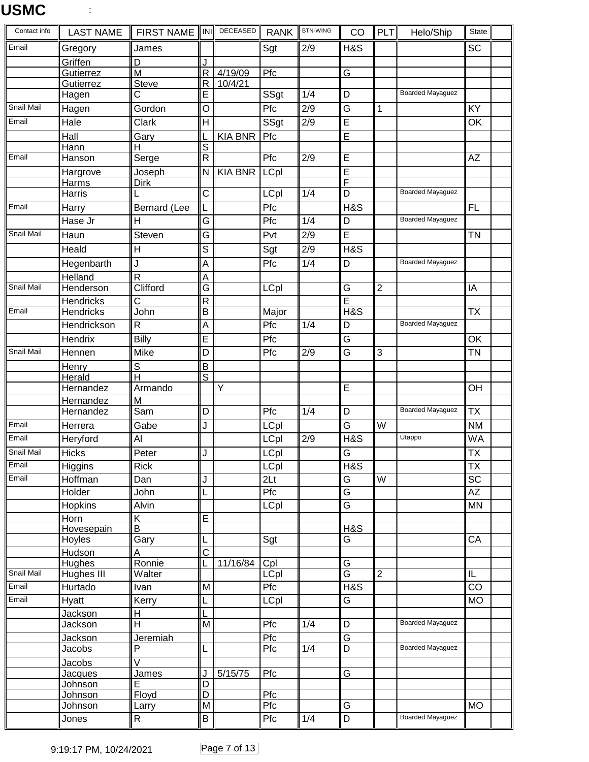**USMC** :

| Contact info | LAST NAME | FIRST NAME | INI | DECEASED | RANK | BTN-WING | CO | PLT | Helo/Ship | State | |
|---|---|---|---|---|---|---|---|---|---|---|---|
| Email | Gregory | James | | | Sgt | 2/9 | H&S | | | SC | |
| | Griffen | D | J | | | | | | | | |
| | Gutierrez | M | R | 4/19/09 | Pfc | | G | | | | |
| | Gutierrez | Steve | R | 10/4/21 | | | | | | | |
| | Hagen | C | E | | SSgt | 1/4 | D | | Boarded Mayaguez | | |
| Snail Mail | Hagen | Gordon | O | | Pfc | 2/9 | G | 1 | | KY | |
| Email | Hale | Clark | H | | SSgt | 2/9 | E | | | OK | |
| | Hall | Gary | L | KIA BNR | Pfc | | E | | | | |
| | Hann | H | S | | | | | | | | |
| Email | Hanson | Serge | R | | Pfc | 2/9 | E | | | AZ | |
| | Hargrove | Joseph | N | KIA BNR | LCpl | | E | | | | |
| | Harms | Dirk | | | | | F | | | | |
| | Harris | L | C | | LCpl | 1/4 | D | | Boarded Mayaguez | | |
| Email | Harry | Bernard (Lee | L | | Pfc | | H&S | | | FL | |
| | Hase Jr | H | G | | Pfc | 1/4 | D | | Boarded Mayaguez | | |
| Snail Mail | Haun | Steven | G | | Pvt | 2/9 | E | | | TN | |
| | Heald | H | S | | Sgt | 2/9 | H&S | | | | |
| | Hegenbarth | J | A | | Pfc | 1/4 | D | | Boarded Mayaguez | | |
| | Helland | R | A | | | | | | | | |
| Snail Mail | Henderson | Clifford | G | | LCpl | | G | 2 | | IA | |
| | Hendricks | C | R | | | | E | | | | |
| Email | Hendricks | John | B | | Major | | H&S | | | TX | |
| | Hendrickson | R | A | | Pfc | 1/4 | D | | Boarded Mayaguez | | |
| | Hendrix | Billy | E | | Pfc | | G | | | OK | |
| Snail Mail | Hennen | Mike | D | | Pfc | 2/9 | G | 3 | | TN | |
| | Henry | S | B | | | | | | | | |
| | Herald | H | S | | | | | | | | |
| | Hernandez | Armando | | Y | | | E | | | OH | |
| | Hernandez | M | | | | | | | | | |
| | Hernandez | Sam | D | | Pfc | 1/4 | D | | Boarded Mayaguez | TX | |
| Email | Herrera | Gabe | J | | LCpl | | G | W | | NM | |
| Email | Heryford | Al | | | LCpl | 2/9 | H&S | | Utappo | WA | |
| Snail Mail | Hicks | Peter | J | | LCpl | | G | | | TX | |
| Email | Higgins | Rick | | | LCpl | | H&S | | | TX | |
| Email | Hoffman | Dan | J | | 2Lt | | G | W | | SC | |
| | Holder | John | L | | Pfc | | G | | | AZ | |
| | Hopkins | Alvin | | | LCpl | | G | | | MN | |
| | Horn | K | E | | | | | | | | |
| | Hovesepain | B | | | | | H&S | | | | |
| | Hoyles | Gary | L | | Sgt | | G | | | CA | |
| | Hudson | A | C | | | | | | | | |
| | Hughes | Ronnie | L | 11/16/84 | Cpl | | G | | | | |
| Snail Mail | Hughes III | Walter | | | LCpl | | G | 2 | | IL | |
| Email | Hurtado | Ivan | M | | Pfc | | H&S | | | CO | |
| Email | Hyatt | Kerry | L | | LCpl | | G | | | MO | |
| | Jackson | H | L | | | | | | | | |
| | Jackson | H | M | | Pfc | 1/4 | D | | Boarded Mayaguez | | |
| | Jackson | Jeremiah | | | Pfc | | G | | | | |
| | Jacobs | P | L | | Pfc | 1/4 | D | | Boarded Mayaguez | | |
| | Jacobs | V | | | | | | | | | |
| | Jacques | James | J | 5/15/75 | Pfc | | G | | | | |
| | Johnson | E | D | | | | | | | | |
| | Johnson | Floyd | D | | Pfc | | | | | | |
| | Johnson | Larry | M | | Pfc | | G | | | MO | |
| | Jones | R | B | | Pfc | 1/4 | D | | Boarded Mayaguez | | |

9:19:17 PM, 10/24/2021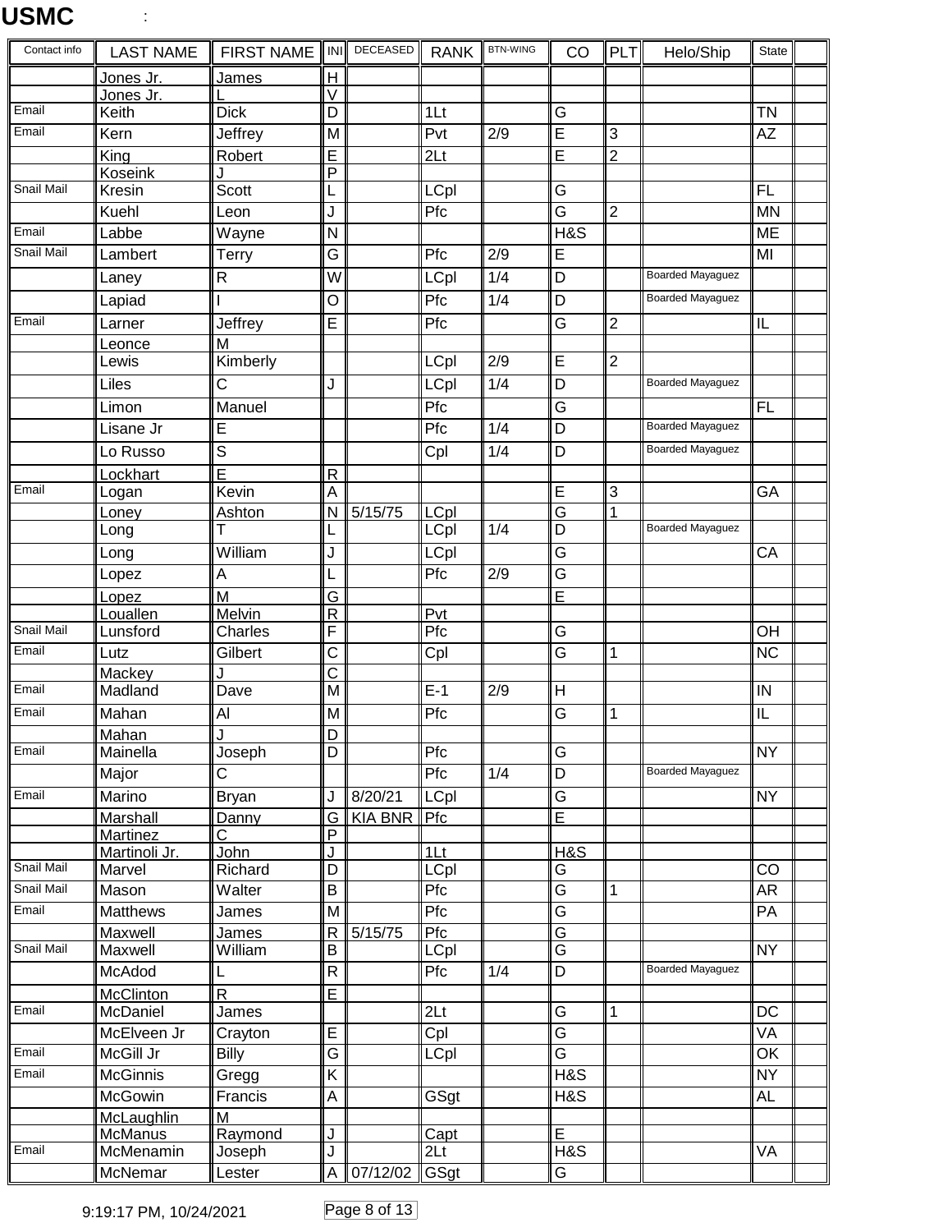**USMC** :

| Contact info | LAST NAME | FIRST NAME | INI | DECEASED | RANK | BTN-WING | CO | PLT | Helo/Ship | State | |
|---|---|---|---|---|---|---|---|---|---|---|---|
| | Jones Jr. | James | H | | | | | | | | |
| | Jones Jr. | L | V | | | | | | | | |
| Email | Keith | Dick | D | | 1Lt | | G | | | TN | |
| Email | Kern | Jeffrey | M | | Pvt | 2/9 | E | 3 | | AZ | |
| | King | Robert | E | | 2Lt | | E | 2 | | | |
| | Koseink | J | P | | | | | | | | |
| Snail Mail | Kresin | Scott | L | | LCpl | | G | | | FL | |
| | Kuehl | Leon | J | | Pfc | | G | 2 | | MN | |
| Email | Labbe | Wayne | N | | | | H&S | | | ME | |
| Snail Mail | Lambert | Terry | G | | Pfc | 2/9 | E | | | MI | |
| | Laney | R | W | | LCpl | 1/4 | D | | Boarded Mayaguez | | |
| | Lapiad | I | O | | Pfc | 1/4 | D | | Boarded Mayaguez | | |
| Email | Larner | Jeffrey | E | | Pfc | | G | 2 | | IL | |
| | Leonce | M | | | | | | | | | |
| | Lewis | Kimberly | | | LCpl | 2/9 | E | 2 | | | |
| | Liles | C | J | | LCpl | 1/4 | D | | Boarded Mayaguez | | |
| | Limon | Manuel | | | Pfc | | G | | | FL | |
| | Lisane Jr | E | | | Pfc | 1/4 | D | | Boarded Mayaguez | | |
| | Lo Russo | S | | | Cpl | 1/4 | D | | Boarded Mayaguez | | |
| | Lockhart | E | R | | | | | | | | |
| Email | Logan | Kevin | A | | | | E | 3 | | GA | |
| | Loney | Ashton | N | 5/15/75 | LCpl | | G | 1 | | | |
| | Long | T | L | | LCpl | 1/4 | D | | Boarded Mayaguez | | |
| | Long | William | J | | LCpl | | G | | | CA | |
| | Lopez | A | L | | Pfc | 2/9 | G | | | | |
| | Lopez | M | G | | | | E | | | | |
| | Louallen | Melvin | R | | Pvt | | | | | | |
| Snail Mail | Lunsford | Charles | F | | Pfc | | G | | | OH | |
| Email | Lutz | Gilbert | C | | Cpl | | G | 1 | | NC | |
| | Mackey | J | C | | | | | | | | |
| Email | Madland | Dave | M | | E-1 | 2/9 | H | | | IN | |
| Email | Mahan | Al | M | | Pfc | | G | 1 | | IL | |
| | Mahan | J | D | | | | | | | | |
| Email | Mainella | Joseph | D | | Pfc | | G | | | NY | |
| | Major | C | | | Pfc | 1/4 | D | | Boarded Mayaguez | | |
| Email | Marino | Bryan | J | 8/20/21 | LCpl | | G | | | NY | |
| | Marshall | Danny | G | KIA BNR | Pfc | | E | | | | |
| | Martinez | C | P | | | | | | | | |
| | Martinoli Jr. | John | J | | 1Lt | | H&S | | | | |
| Snail Mail | Marvel | Richard | D | | LCpl | | G | | | CO | |
| Snail Mail | Mason | Walter | B | | Pfc | | G | 1 | | AR | |
| Email | Matthews | James | M | | Pfc | | G | | | PA | |
| | Maxwell | James | R | 5/15/75 | Pfc | | G | | | | |
| Snail Mail | Maxwell | William | B | | LCpl | | G | | | NY | |
| | McAdod | L | R | | Pfc | 1/4 | D | | Boarded Mayaguez | | |
| | McClinton | R | E | | | | | | | | |
| Email | McDaniel | James | | | 2Lt | | G | 1 | | DC | |
| | McElveen Jr | Crayton | E | | Cpl | | G | | | VA | |
| Email | McGill Jr | Billy | G | | LCpl | | G | | | OK | |
| Email | McGinnis | Gregg | K | | | | H&S | | | NY | |
| | McGowin | Francis | A | | GSgt | | H&S | | | AL | |
| | McLaughlin | M | | | | | | | | | |
| | McManus | Raymond | J | | Capt | | E | | | | |
| Email | McMenamin | Joseph | J | | 2Lt | | H&S | | | VA | |
| | McNemar | Lester | A | 07/12/02 | GSgt | | G | | | | |

9:19:17 PM, 10/24/2021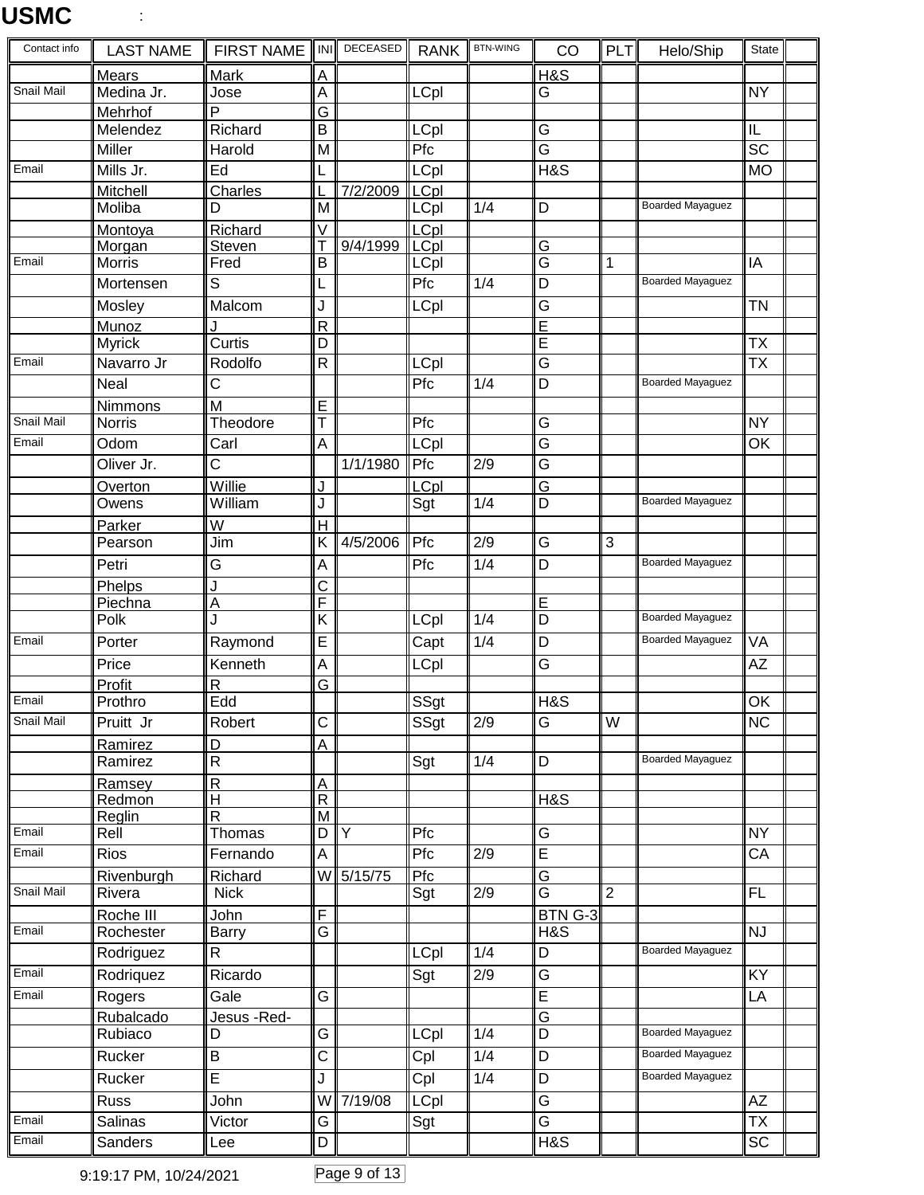**USMC** :

| Contact info | LAST NAME | FIRST NAME | INI | DECEASED | RANK | BTN-WING | CO | PLT | Helo/Ship | State | |
|---|---|---|---|---|---|---|---|---|---|---|---|
| | Mears | Mark | A | | | | H&S | | | | |
| Snail Mail | Medina Jr. | Jose | A | | LCpl | | G | | | NY | |
| | Mehrhof | P | G | | | | | | | | |
| | Melendez | Richard | B | | LCpl | | G | | | IL | |
| | Miller | Harold | M | | Pfc | | G | | | SC | |
| Email | Mills Jr. | Ed | L | | LCpl | | H&S | | | MO | |
| | Mitchell | Charles | L | 7/2/2009 | LCpl | | | | | | |
| | Moliba | D | M | | LCpl | 1/4 | D | | Boarded Mayaguez | | |
| | Montoya | Richard | V | | LCpl | | | | | | |
| | Morgan | Steven | T | 9/4/1999 | LCpl | | G | | | | |
| Email | Morris | Fred | B | | LCpl | | G | 1 | | IA | |
| | Mortensen | S | L | | Pfc | 1/4 | D | | Boarded Mayaguez | | |
| | Mosley | Malcom | J | | LCpl | | G | | | TN | |
| | Munoz | J | R | | | | E | | | | |
| | Myrick | Curtis | D | | | | E | | | TX | |
| Email | Navarro Jr | Rodolfo | R | | LCpl | | G | | | TX | |
| | Neal | C | | | Pfc | 1/4 | D | | Boarded Mayaguez | | |
| | Nimmons | M | E | | | | | | | | |
| Snail Mail | Norris | Theodore | T | | Pfc | | G | | | NY | |
| Email | Odom | Carl | A | | LCpl | | G | | | OK | |
| | Oliver Jr. | C | | 1/1/1980 | Pfc | 2/9 | G | | | | |
| | Overton | Willie | J | | LCpl | | G | | | | |
| | Owens | William | J | | Sgt | 1/4 | D | | Boarded Mayaguez | | |
| | Parker | W | H | | | | | | | | |
| | Pearson | Jim | K | 4/5/2006 | Pfc | 2/9 | G | 3 | | | |
| | Petri | G | A | | Pfc | 1/4 | D | | Boarded Mayaguez | | |
| | Phelps | J | C | | | | | | | | |
| | Piechna | A | F | | | | E | | | | |
| | Polk | J | K | | LCpl | 1/4 | D | | Boarded Mayaguez | | |
| Email | Porter | Raymond | E | | Capt | 1/4 | D | | Boarded Mayaguez | VA | |
| | Price | Kenneth | A | | LCpl | | G | | | AZ | |
| | Profit | R | G | | | | | | | | |
| Email | Prothro | Edd | | | SSgt | | H&S | | | OK | |
| Snail Mail | Pruitt Jr | Robert | C | | SSgt | 2/9 | G | W | | NC | |
| | Ramirez | D | A | | | | | | | | |
| | Ramirez | R | | | Sgt | 1/4 | D | | Boarded Mayaguez | | |
| | Ramsey | R | A | | | | | | | | |
| | Redmon | H | R | | | | H&S | | | | |
| | Reglin | R | M | | | | | | | | |
| Email | Rell | Thomas | D | Y | Pfc | | G | | | NY | |
| Email | Rios | Fernando | A | | Pfc | 2/9 | E | | | CA | |
| | Rivenburgh | Richard | W | 5/15/75 | Pfc | | G | | | | |
| Snail Mail | Rivera | Nick | | | Sgt | 2/9 | G | 2 | | FL | |
| | Roche III | John | F | | | | BTN G-3 | | | | |
| Email | Rochester | Barry | G | | | | H&S | | | NJ | |
| | Rodriguez | R | | | LCpl | 1/4 | D | | Boarded Mayaguez | | |
| Email | Rodriquez | Ricardo | | | Sgt | 2/9 | G | | | KY | |
| Email | Rogers | Gale | G | | | | E | | | LA | |
| | Rubalcado | Jesus -Red- | | | | | G | | | | |
| | Rubiaco | D | G | | LCpl | 1/4 | D | | Boarded Mayaguez | | |
| | Rucker | B | C | | Cpl | 1/4 | D | | Boarded Mayaguez | | |
| | Rucker | E | J | | Cpl | 1/4 | D | | Boarded Mayaguez | | |
| | Russ | John | W | 7/19/08 | LCpl | | G | | | AZ | |
| Email | Salinas | Victor | G | | Sgt | | G | | | TX | |
| Email | Sanders | Lee | D | | | | H&S | | | SC | |

9:19:17 PM, 10/24/2021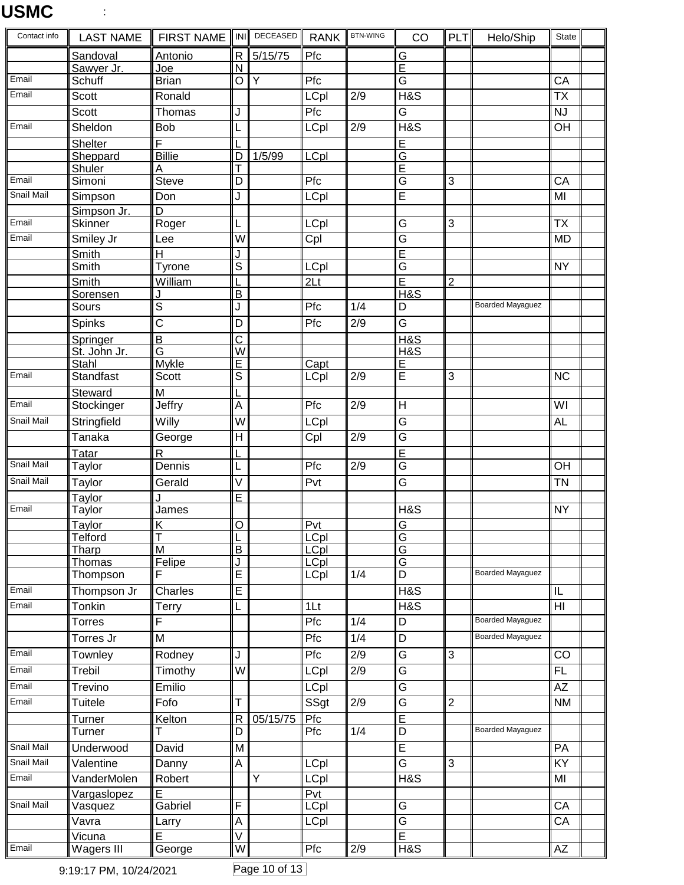**USMC** :

| Contact info | LAST NAME | FIRST NAME | INI | DECEASED | RANK | BTN-WING | CO | PLT | Helo/Ship | State | |
|---|---|---|---|---|---|---|---|---|---|---|---|
| | Sandoval | Antonio | R | 5/15/75 | Pfc | | G | | | | |
| | Sawyer Jr. | Joe | N | | | | E | | | | |
| Email | Schuff | Brian | O | Y | Pfc | | G | | | CA | |
| Email | Scott | Ronald | | | LCpl | 2/9 | H&S | | | TX | |
| | Scott | Thomas | J | | Pfc | | G | | | NJ | |
| Email | Sheldon | Bob | L | | LCpl | 2/9 | H&S | | | OH | |
| | Shelter | F | L | | | | E | | | | |
| | Sheppard | Billie | D | 1/5/99 | LCpl | | G | | | | |
| | Shuler | A | T | | | | E | | | | |
| Email | Simoni | Steve | D | | Pfc | | G | 3 | | CA | |
| Snail Mail | Simpson | Don | J | | LCpl | | E | | | MI | |
| | Simpson Jr. | D | | | | | | | | | |
| Email | Skinner | Roger | L | | LCpl | | G | 3 | | TX | |
| Email | Smiley Jr | Lee | W | | Cpl | | G | | | MD | |
| | Smith | H | J | | | | E | | | | |
| | Smith | Tyrone | S | | LCpl | | G | | | NY | |
| | Smith | William | L | | 2Lt | | E | 2 | | | |
| | Sorensen | J | B | | | | H&S | | | | |
| | Sours | S | J | | Pfc | 1/4 | D | | Boarded Mayaguez | | |
| | Spinks | C | D | | Pfc | 2/9 | G | | | | |
| | Springer | B | C | | | | H&S | | | | |
| | St. John Jr. | G | W | | | | H&S | | | | |
| | Stahl | Mykle | E | | Capt | | E | | | | |
| Email | Standfast | Scott | S | | LCpl | 2/9 | E | 3 | | NC | |
| | Steward | M | L | | | | | | | | |
| Email | Stockinger | Jeffry | A | | Pfc | 2/9 | H | | | WI | |
| Snail Mail | Stringfield | Willy | W | | LCpl | | G | | | AL | |
| | Tanaka | George | H | | Cpl | 2/9 | G | | | | |
| | Tatar | R | L | | | | E | | | | |
| Snail Mail | Taylor | Dennis | L | | Pfc | 2/9 | G | | | OH | |
| Snail Mail | Taylor | Gerald | V | | Pvt | | G | | | TN | |
| | Taylor | J | E | | | | | | | | |
| Email | Taylor | James | | | | | H&S | | | NY | |
| | Taylor | K | O | | Pvt | | G | | | | |
| | Telford | T | L | | LCpl | | G | | | | |
| | Tharp | M | B | | LCpl | | G | | | | |
| | Thomas | Felipe | J | | LCpl | | G | | | | |
| | Thompson | F | E | | LCpl | 1/4 | D | | Boarded Mayaguez | | |
| Email | Thompson Jr | Charles | E | | | | H&S | | | IL | |
| Email | Tonkin | Terry | L | | 1Lt | | H&S | | | HI | |
| | Torres | F | | | Pfc | 1/4 | D | | Boarded Mayaguez | | |
| | Torres Jr | M | | | Pfc | 1/4 | D | | Boarded Mayaguez | | |
| Email | Townley | Rodney | J | | Pfc | 2/9 | G | 3 | | CO | |
| Email | Trebil | Timothy | W | | LCpl | 2/9 | G | | | FL | |
| Email | Trevino | Emilio | | | LCpl | | G | | | AZ | |
| Email | Tuitele | Fofo | T | | SSgt | 2/9 | G | 2 | | NM | |
| | Turner | Kelton | R | 05/15/75 | Pfc | | E | | | | |
| | Turner | T | D | | Pfc | 1/4 | D | | Boarded Mayaguez | | |
| Snail Mail | Underwood | David | M | | | | E | | | PA | |
| Snail Mail | Valentine | Danny | A | | LCpl | | G | 3 | | KY | |
| Email | VanderMolen | Robert | | Y | LCpl | | H&S | | | MI | |
| | Vargaslopez | E | | | Pvt | | | | | | |
| Snail Mail | Vasquez | Gabriel | F | | LCpl | | G | | | CA | |
| | Vavra | Larry | A | | LCpl | | G | | | CA | |
| | Vicuna | E | V | | | | E | | | | |
| Email | Wagers III | George | W | | Pfc | 2/9 | H&S | | | AZ | |

9:19:17 PM, 10/24/2021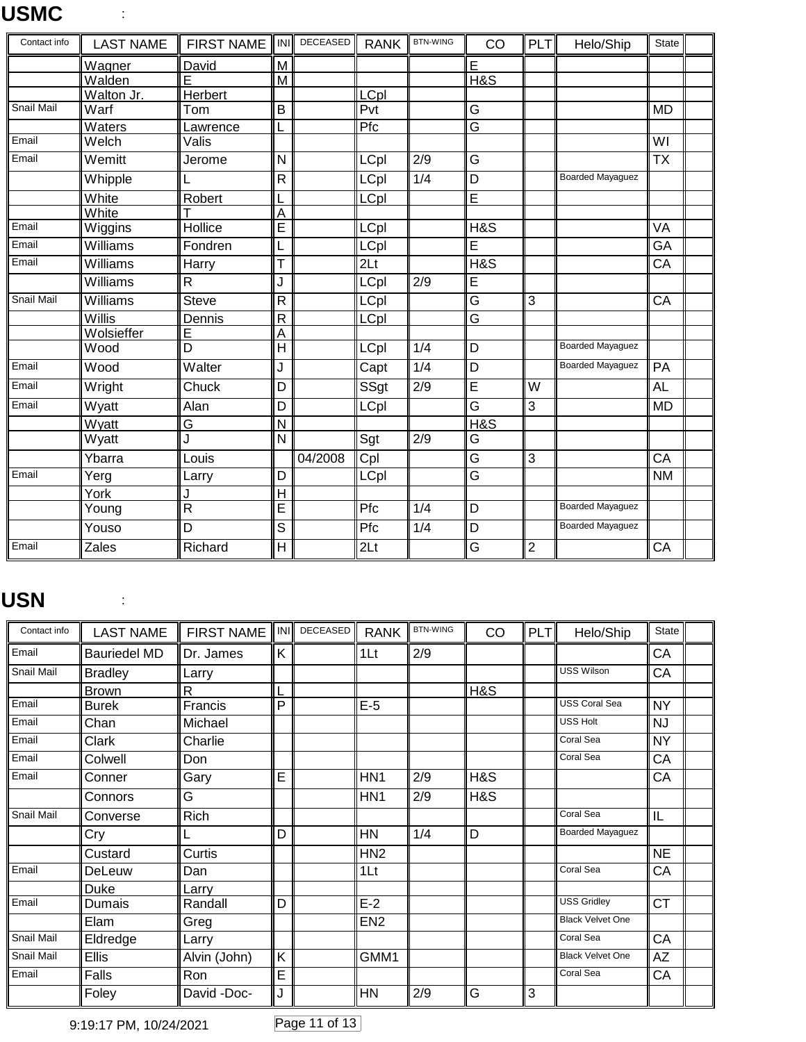## USMC :

| Contact info | LAST NAME | FIRST NAME | INI | DECEASED | RANK | BTN-WING | CO | PLT | Helo/Ship | State | |
|---|---|---|---|---|---|---|---|---|---|---|---|
| | Wagner | David | M | | | | E | | | | |
| | Walden | E | M | | | | H&S | | | | |
| | Walton Jr. | Herbert | | | LCpl | | | | | | |
| Snail Mail | Warf | Tom | B | | Pvt | | G | | | MD | |
| | Waters | Lawrence | L | | Pfc | | G | | | | |
| Email | Welch | Valis | | | | | | | | WI | |
| Email | Wemitt | Jerome | N | | LCpl | 2/9 | G | | | TX | |
| | Whipple | L | R | | LCpl | 1/4 | D | | Boarded Mayaguez | | |
| | White | Robert | L | | LCpl | | E | | | | |
| | White | T | A | | | | | | | | |
| Email | Wiggins | Hollice | E | | LCpl | | H&S | | | VA | |
| Email | Williams | Fondren | L | | LCpl | | E | | | GA | |
| Email | Williams | Harry | T | | 2Lt | | H&S | | | CA | |
| | Williams | R | J | | LCpl | 2/9 | E | | | | |
| Snail Mail | Williams | Steve | R | | LCpl | | G | 3 | | CA | |
| | Willis | Dennis | R | | LCpl | | G | | | | |
| | Wolsieffer | E | A | | | | | | | | |
| | Wood | D | H | | LCpl | 1/4 | D | | Boarded Mayaguez | | |
| Email | Wood | Walter | J | | Capt | 1/4 | D | | Boarded Mayaguez | PA | |
| Email | Wright | Chuck | D | | SSgt | 2/9 | E | W | | AL | |
| Email | Wyatt | Alan | D | | LCpl | | G | 3 | | MD | |
| | Wyatt | G | N | | | | H&S | | | | |
| | Wyatt | J | N | | Sgt | 2/9 | G | | | | |
| | Ybarra | Louis | | 04/2008 | Cpl | | G | 3 | | CA | |
| Email | Yerg | Larry | D | | LCpl | | G | | | NM | |
| | York | J | H | | | | | | | | |
| | Young | R | E | | Pfc | 1/4 | D | | Boarded Mayaguez | | |
| | Youso | D | S | | Pfc | 1/4 | D | | Boarded Mayaguez | | |
| Email | Zales | Richard | H | | 2Lt | | G | 2 | | CA | |

## USN :

| Contact info | LAST NAME | FIRST NAME | INI | DECEASED | RANK | BTN-WING | CO | PLT | Helo/Ship | State | |
|---|---|---|---|---|---|---|---|---|---|---|---|
| Email | Bauriedel MD | Dr. James | K | | 1Lt | 2/9 | | | | CA | |
| Snail Mail | Bradley | Larry | | | | | | | USS Wilson | CA | |
| | Brown | R | L | | | | H&S | | | | |
| Email | Burek | Francis | P | | E-5 | | | | USS Coral Sea | NY | |
| Email | Chan | Michael | | | | | | | USS Holt | NJ | |
| Email | Clark | Charlie | | | | | | | Coral Sea | NY | |
| Email | Colwell | Don | | | | | | | Coral Sea | CA | |
| Email | Conner | Gary | E | | HN1 | 2/9 | H&S | | | CA | |
| | Connors | G | | | HN1 | 2/9 | H&S | | | | |
| Snail Mail | Converse | Rich | | | | | | | Coral Sea | IL | |
| | Cry | L | D | | HN | 1/4 | D | | Boarded Mayaguez | | |
| | Custard | Curtis | | | HN2 | | | | | NE | |
| Email | DeLeuw | Dan | | | 1Lt | | | | Coral Sea | CA | |
| | Duke | Larry | | | | | | | | | |
| Email | Dumais | Randall | D | | E-2 | | | | USS Gridley | CT | |
| | Elam | Greg | | | EN2 | | | | Black Velvet One | | |
| Snail Mail | Eldredge | Larry | | | | | | | Coral Sea | CA | |
| Snail Mail | Ellis | Alvin (John) | K | | GMM1 | | | | Black Velvet One | AZ | |
| Email | Falls | Ron | E | | | | | | Coral Sea | CA | |
| | Foley | David -Doc- | J | | HN | 2/9 | G | 3 | | | |

9:19:17 PM, 10/24/2021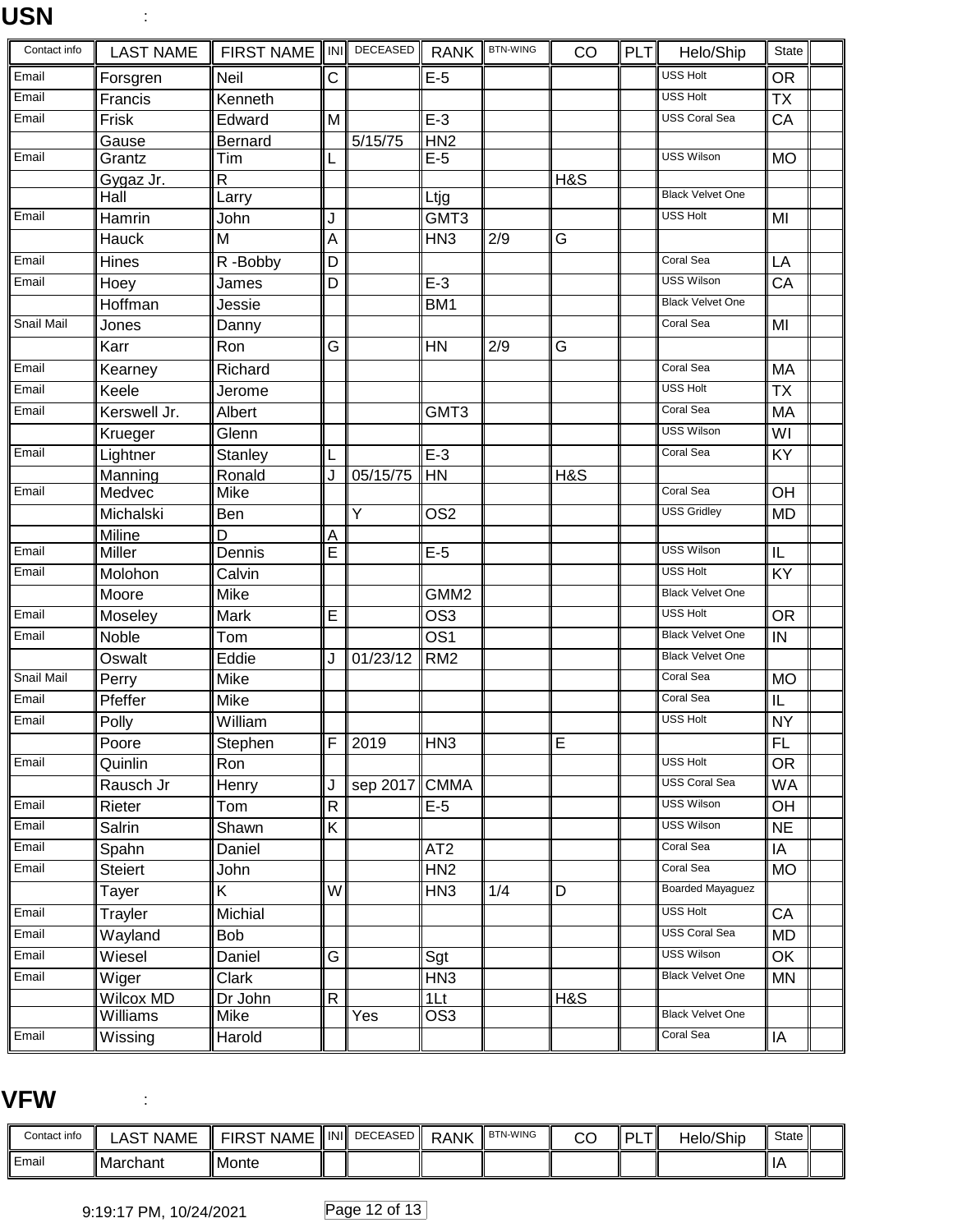# USN :

| Contact info | LAST NAME | FIRST NAME | INI | DECEASED | RANK | BTN-WING | CO | PLT | Helo/Ship | State | |
|---|---|---|---|---|---|---|---|---|---|---|---|
| Email | Forsgren | Neil | C | | E-5 | | | | USS Holt | OR | |
| Email | Francis | Kenneth | | | | | | | USS Holt | TX | |
| Email | Frisk | Edward | M | | E-3 | | | | USS Coral Sea | CA | |
| | Gause | Bernard | | 5/15/75 | HN2 | | | | | | |
| Email | Grantz | Tim | L | | E-5 | | | | USS Wilson | MO | |
| | Gygaz Jr. | R | | | | | H&S | | | | |
| | Hall | Larry | | | Ltjg | | | | Black Velvet One | | |
| Email | Hamrin | John | J | | GMT3 | | | | USS Holt | MI | |
| | Hauck | M | A | | HN3 | 2/9 | G | | | | |
| Email | Hines | R -Bobby | D | | | | | | Coral Sea | LA | |
| Email | Hoey | James | D | | E-3 | | | | USS Wilson | CA | |
| | Hoffman | Jessie | | | BM1 | | | | Black Velvet One | | |
| Snail Mail | Jones | Danny | | | | | | | Coral Sea | MI | |
| | Karr | Ron | G | | HN | 2/9 | G | | | | |
| Email | Kearney | Richard | | | | | | | Coral Sea | MA | |
| Email | Keele | Jerome | | | | | | | USS Holt | TX | |
| Email | Kerswell Jr. | Albert | | | GMT3 | | | | Coral Sea | MA | |
| | Krueger | Glenn | | | | | | | USS Wilson | WI | |
| Email | Lightner | Stanley | L | | E-3 | | | | Coral Sea | KY | |
| | Manning | Ronald | J | 05/15/75 | HN | | H&S | | | | |
| Email | Medvec | Mike | | | | | | | Coral Sea | OH | |
| | Michalski | Ben | | Y | OS2 | | | | USS Gridley | MD | |
| | Miline | D | A | | | | | | | | |
| Email | Miller | Dennis | E | | E-5 | | | | USS Wilson | IL | |
| Email | Molohon | Calvin | | | | | | | USS Holt | KY | |
| | Moore | Mike | | | GMM2 | | | | Black Velvet One | | |
| Email | Moseley | Mark | E | | OS3 | | | | USS Holt | OR | |
| Email | Noble | Tom | | | OS1 | | | | Black Velvet One | IN | |
| | Oswalt | Eddie | J | 01/23/12 | RM2 | | | | Black Velvet One | | |
| Snail Mail | Perry | Mike | | | | | | | Coral Sea | MO | |
| Email | Pfeffer | Mike | | | | | | | Coral Sea | IL | |
| Email | Polly | William | | | | | | | USS Holt | NY | |
| | Poore | Stephen | F | 2019 | HN3 | | E | | | FL | |
| Email | Quinlin | Ron | | | | | | | USS Holt | OR | |
| | Rausch Jr | Henry | J | sep 2017 | CMMA | | | | USS Coral Sea | WA | |
| Email | Rieter | Tom | R | | E-5 | | | | USS Wilson | OH | |
| Email | Salrin | Shawn | K | | | | | | USS Wilson | NE | |
| Email | Spahn | Daniel | | | AT2 | | | | Coral Sea | IA | |
| Email | Steiert | John | | | HN2 | | | | Coral Sea | MO | |
| | Tayer | K | W | | HN3 | 1/4 | D | | Boarded Mayaguez | | |
| Email | Trayler | Michial | | | | | | | USS Holt | CA | |
| Email | Wayland | Bob | | | | | | | USS Coral Sea | MD | |
| Email | Wiesel | Daniel | G | | Sgt | | | | USS Wilson | OK | |
| Email | Wiger | Clark | | | HN3 | | | | Black Velvet One | MN | |
| | Wilcox MD | Dr John | R | | 1Lt | | H&S | | | | |
| | Williams | Mike | | Yes | OS3 | | | | Black Velvet One | | |
| Email | Wissing | Harold | | | | | | | Coral Sea | IA | |

# VFW :

| Contact info | LAST NAME | FIRST NAME | INI | DECEASED | RANK | BTN-WING | CO | PLT | Helo/Ship | State | |
|---|---|---|---|---|---|---|---|---|---|---|---|
| Email | Marchant | Monte | | | | | | | | IA | |

9:19:17 PM, 10/24/2021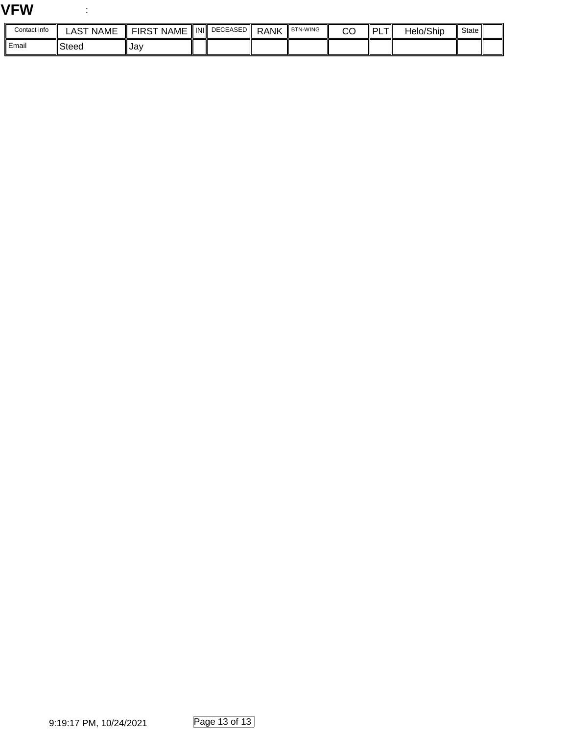**VFW** :

| Contact info | LAST NAME | FIRST NAME | INI | DECEASED | RANK | BTN-WING | CO | PLT | Helo/Ship | State | |
|---|---|---|---|---|---|---|---|---|---|---|---|
| Email | Steed | Jay | | | | | | | | | |